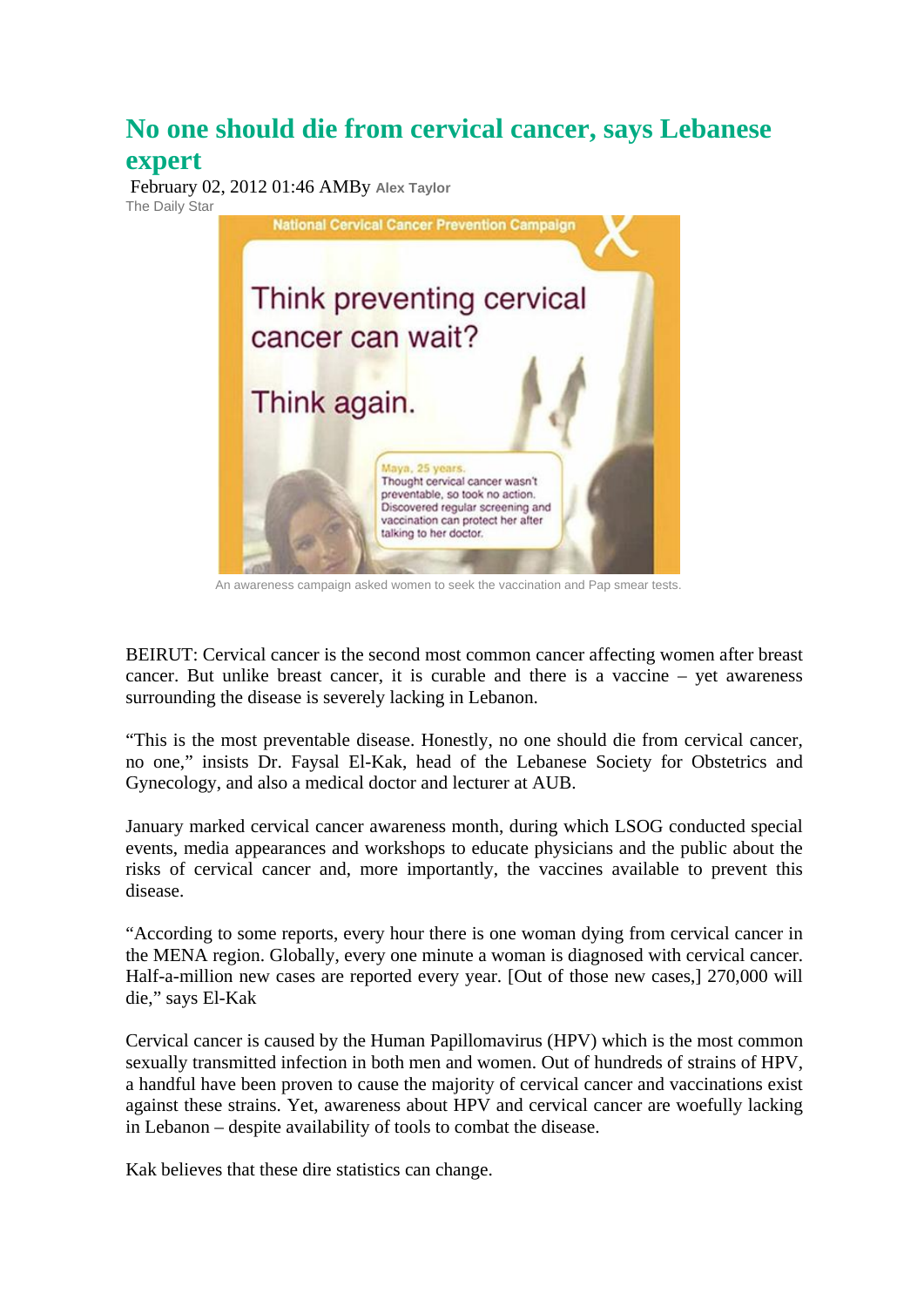# No one should die from cervical cancer, says Lebanese expert

February 02, 2012 01:46 AMBy Alex Taylor

The Daily Star

An awareness campaign asked women to seek the vaccination and Pap smear tests.

BEIRUT: Cervical cancer is the second most common cancer affecting women after breast cancer. But unlike breast cancer, it is curable and there is a vaccine – yet awareness surrounding the disease is severely lacking in Lebanon.

"This is the most preventable disease. Honestly, no one should die from cervical cancer, no one," insists Dr. Faysal El-Kak, head of the Lebanese Society for Obstetrics and Gynecology, and also a medical doctor and lecturer at AUB.

January marked cervical cancer awareness month, during which LSOG conducted special events, media appearances and workshops to educate physicians and the public about the risks of cervical cancer and, more importantly, the vaccines available to prevent this disease.

"According to some reports, every hour there is one woman dying from cervical cancer in the MENA region. Globally, every one minute a woman is diagnosed with cervical cancer. Half-a-million new cases are reported every year. [Out of those new cases,] 270,000 will die," says El-Kak

Cervical cancer is caused by the Human Papillomavirus (HPV) which is the most common sexually transmitted infection in both men and women. Out of hundreds of strains of HPV, a handful have been proven to cause the majority of cervical cancer and vaccinations exist against these strains. Yet, awareness about HPV and cervical cancer are woefully lacking in Lebanon – despite availability of tools to combat the disease.

Kak believes that these dire statistics can change.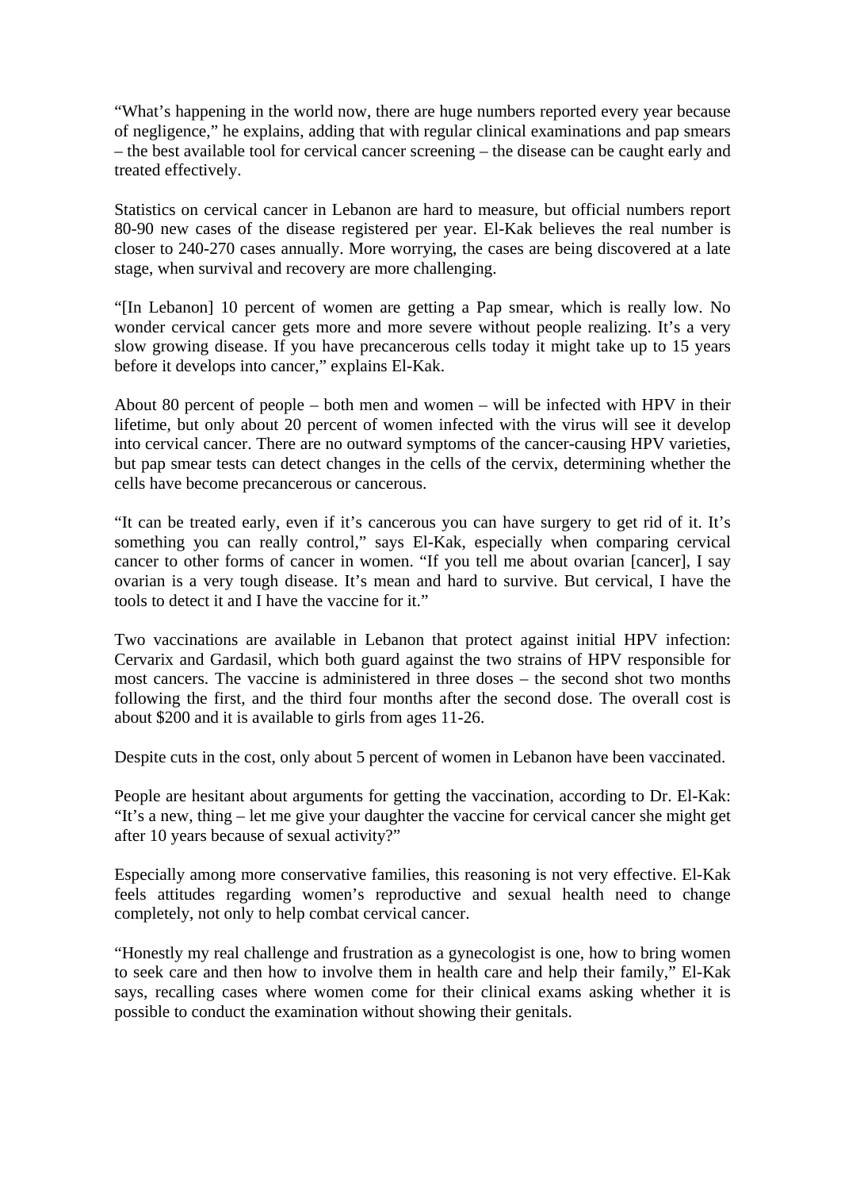"What's happening in the world now, there are huge numbers reported every year because of negligence," he explains, adding that with regular clinical examinations and pap smears – the best available tool for cervical cancer screening – the disease can be caught early and treated effectively.

Statistics on cervical cancer in Lebanon are hard to measure, but official numbers report 80-90 new cases of the disease registered per year. El-Kak believes the real number is closer to 240-270 cases annually. More worrying, the cases are being discovered at a late stage, when survival and recovery are more challenging.

"[In Lebanon] 10 percent of women are getting a Pap smear, which is really low. No wonder cervical cancer gets more and more severe without people realizing. It's a very slow growing disease. If you have precancerous cells today it might take up to 15 years before it develops into cancer," explains El-Kak.

About 80 percent of people – both men and women – will be infected with HPV in their lifetime, but only about 20 percent of women infected with the virus will see it develop into cervical cancer. There are no outward symptoms of the cancer-causing HPV varieties, but pap smear tests can detect changes in the cells of the cervix, determining whether the cells have become precancerous or cancerous.

"It can be treated early, even if it's cancerous you can have surgery to get rid of it. It's something you can really control," says El-Kak, especially when comparing cervical cancer to other forms of cancer in women. "If you tell me about ovarian [cancer], I say ovarian is a very tough disease. It's mean and hard to survive. But cervical, I have the tools to detect it and I have the vaccine for it."

Two vaccinations are available in Lebanon that protect against initial HPV infection: Cervarix and Gardasil, which both guard against the two strains of HPV responsible for most cancers. The vaccine is administered in three doses – the second shot two months following the first, and the third four months after the second dose. The overall cost is about $200 and it is available to girls from ages 11-26.

Despite cuts in the cost, only about 5 percent of women in Lebanon have been vaccinated.

People are hesitant about arguments for getting the vaccination, according to Dr. El-Kak: "It's a new, thing – let me give your daughter the vaccine for cervical cancer she might get after 10 years because of sexual activity?"

Especially among more conservative families, this reasoning is not very effective. El-Kak feels attitudes regarding women's reproductive and sexual health need to change completely, not only to help combat cervical cancer.

"Honestly my real challenge and frustration as a gynecologist is one, how to bring women to seek care and then how to involve them in health care and help their family," El-Kak says, recalling cases where women come for their clinical exams asking whether it is possible to conduct the examination without showing their genitals.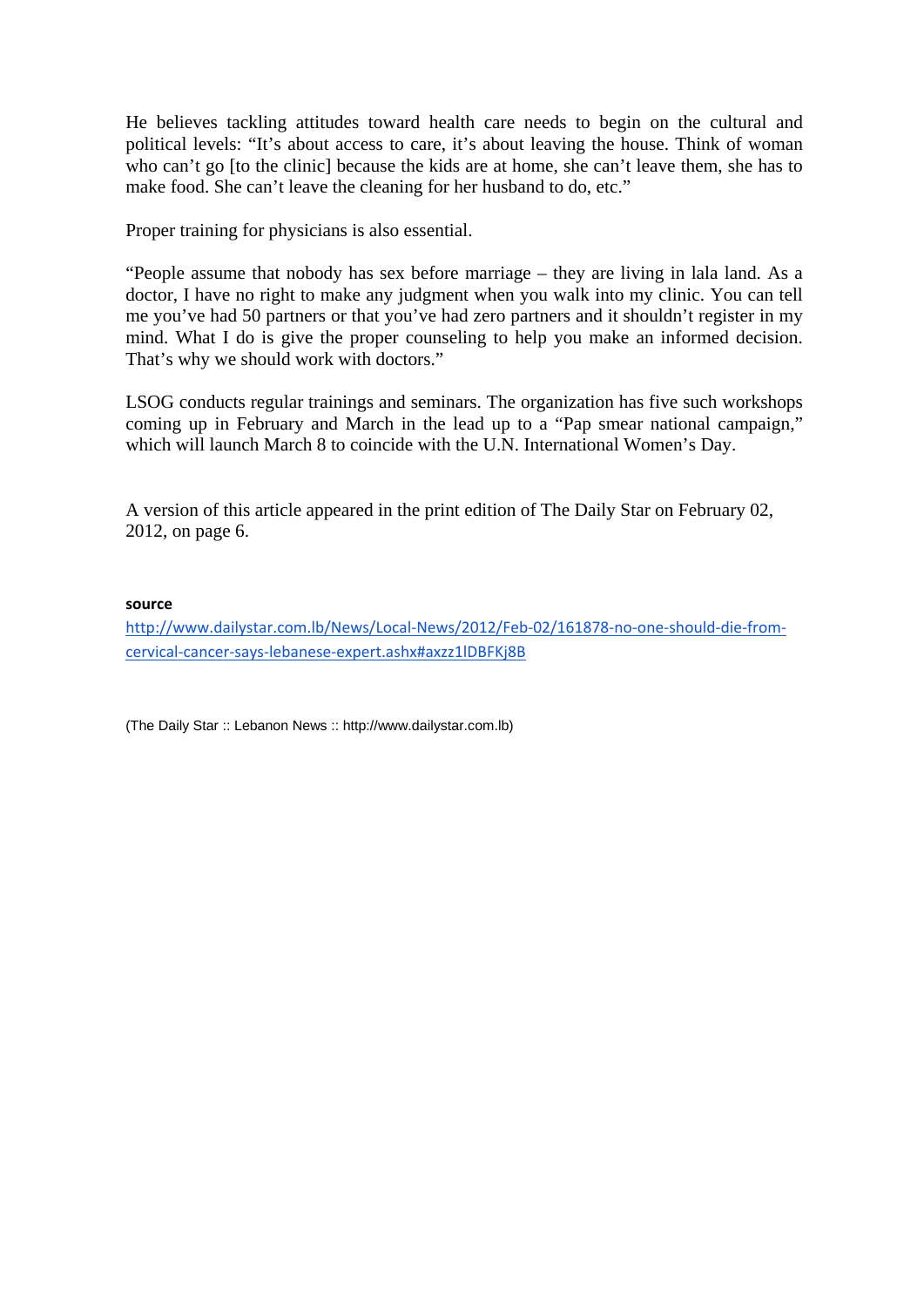He believes tackling attitudes toward health care needs to begin on the cultural and political levels: “It’s about access to care, it’s about leaving the house. Think of woman who can’t go [to the clinic] because the kids are at home, she can’t leave them, she has to make food. She can’t leave the cleaning for her husband to do, etc.”

Proper training for physicians is also essential.

“People assume that nobody has sex before marriage – they are living in lala land. As a doctor, I have no right to make any judgment when you walk into my clinic. You can tell me you’ve had 50 partners or that you’ve had zero partners and it shouldn’t register in my mind. What I do is give the proper counseling to help you make an informed decision. That’s why we should work with doctors.”

LSOG conducts regular trainings and seminars. The organization has five such workshops coming up in February and March in the lead up to a “Pap smear national campaign,” which will launch March 8 to coincide with the U.N. International Women’s Day.

A version of this article appeared in the print edition of The Daily Star on February 02, 2012, on page 6.

**source**

http://www.dailystar.com.lb/News/Local-News/2012/Feb-02/161878-no-one-should-die-from-cervical-cancer-says-lebanese-expert.ashx#axzz1lDBFKj8B

(The Daily Star :: Lebanon News :: http://www.dailystar.com.lb)